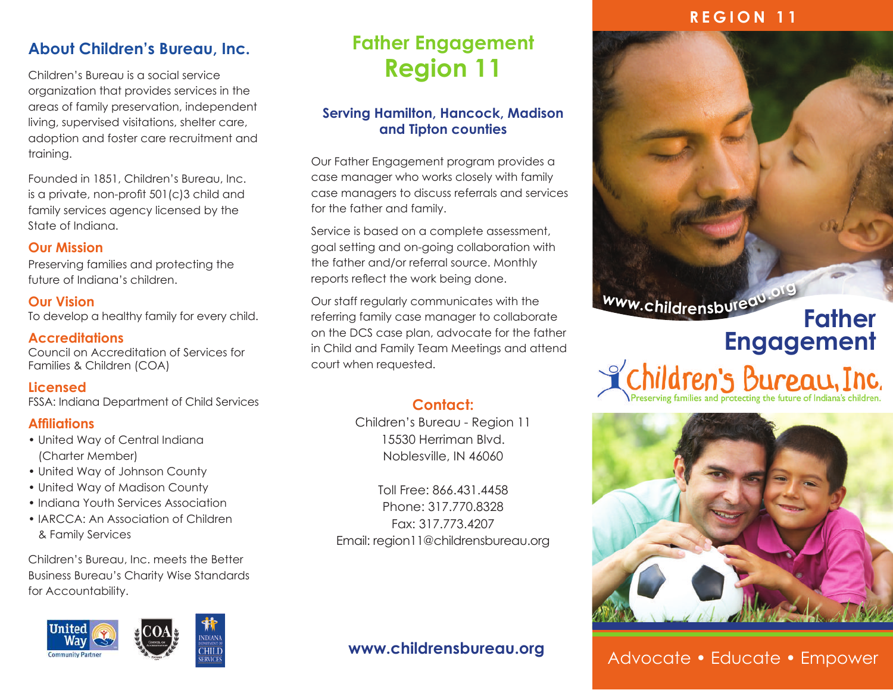## About Children's Bureau, Inc.

Children's Bureau is a social service organization that provides services in the areas of family preservation, independent living, supervised visitations, shelter care, adoption and foster care recruitment and training.

Founded in 1851, Children's Bureau, Inc. is a private, non-profit 501(c)3 child and family services agency licensed by the State of Indiana.

### Our Mission

Preserving families and protecting the future of Indiana's children.

### Our Vision

To develop a healthy family for every child.

### Accreditations

Council on Accreditation of Services for Families & Children (COA)

### Licensed

FSSA: Indiana Department of Child Services

### Affiliations

- United Way of Central Indiana (Charter Member)
- United Way of Johnson County
- United Way of Madison County
- Indiana Youth Services Association
- IARCCA: An Association of Children & Family Services

Children's Bureau, Inc. meets the Better Business Bureau's Charity Wise Standards for Accountability.

# Father Engagement Region 11

### Serving Hamilton, Hancock, Madison and Tipton counties

Our Father Engagement program provides a case manager who works closely with family case managers to discuss referrals and services for the father and family.

Service is based on a complete assessment, goal setting and on-going collaboration with the father and/or referral source. Monthly reports reflect the work being done.

Our staff regularly communicates with the referring family case manager to collaborate on the DCS case plan, advocate for the father in Child and Family Team Meetings and attend court when requested.

### Contact:

Children's Bureau - Region 11
15530 Herriman Blvd.
Noblesville, IN 46060

Toll Free: 866.431.4458
Phone: 317.770.8328
Fax: 317.773.4207
Email: region11@childrensbureau.org

**www.childrensbureau.org**

REGION 11

www.childrensbureau.org

# Father Engagement

Children's Bureau, Inc.
Preserving families and protecting the future of Indiana's children.

Advocate • Educate • Empower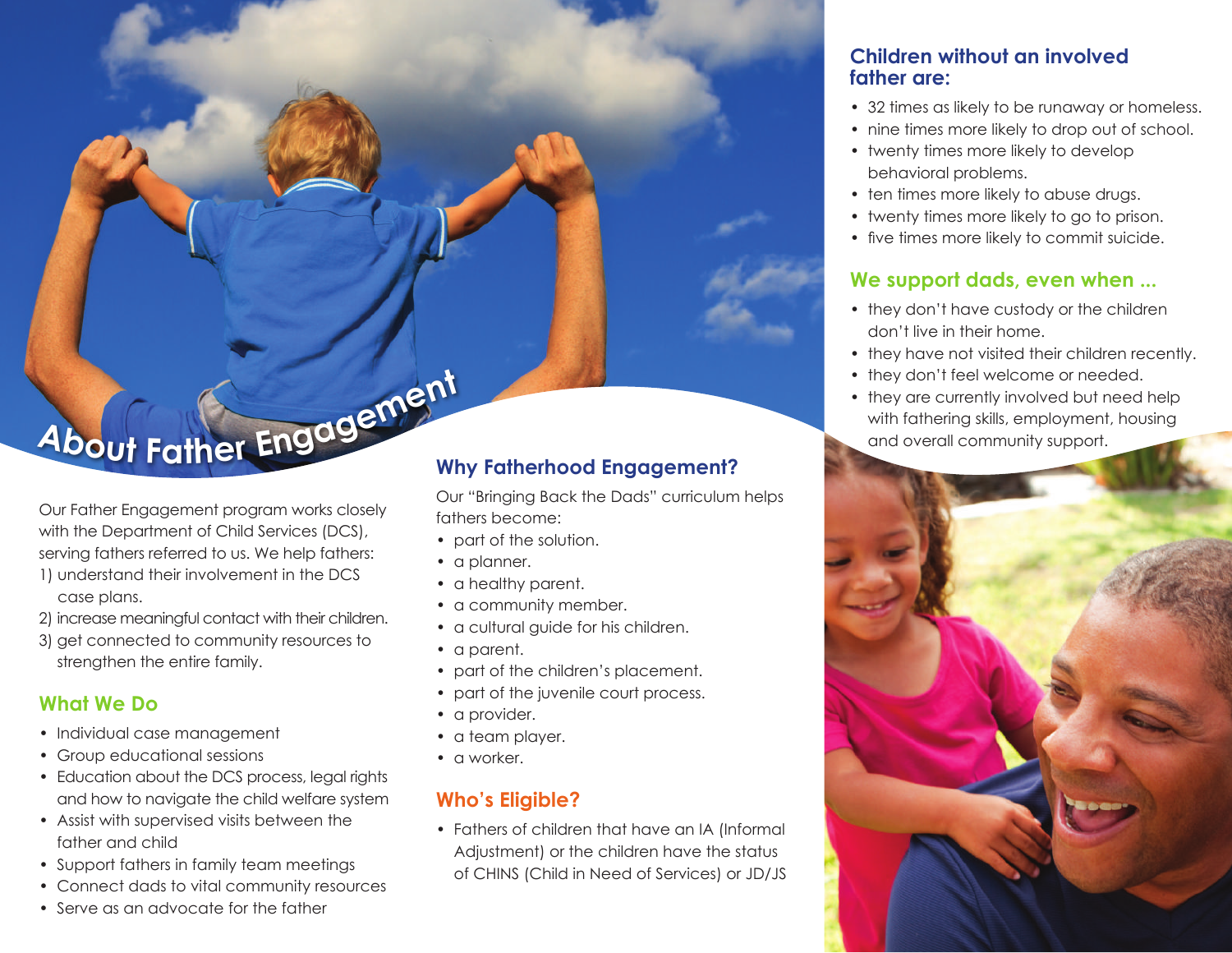# About Father Engagement

Our Father Engagement program works closely with the Department of Child Services (DCS), serving fathers referred to us. We help fathers:

1) understand their involvement in the DCS case plans.
2) increase meaningful contact with their children.
3) get connected to community resources to strengthen the entire family.

## What We Do

- Individual case management
- Group educational sessions
- Education about the DCS process, legal rights and how to navigate the child welfare system
- Assist with supervised visits between the father and child
- Support fathers in family team meetings
- Connect dads to vital community resources
- Serve as an advocate for the father

## Why Fatherhood Engagement?

Our "Bringing Back the Dads" curriculum helps fathers become:

- part of the solution.
- a planner.
- a healthy parent.
- a community member.
- a cultural guide for his children.
- a parent.
- part of the children's placement.
- part of the juvenile court process.
- a provider.
- a team player.
- a worker.

## Who's Eligible?

- Fathers of children that have an IA (Informal Adjustment) or the children have the status of CHINS (Child in Need of Services) or JD/JS

## Children without an involved father are:

- 32 times as likely to be runaway or homeless.
- nine times more likely to drop out of school.
- twenty times more likely to develop behavioral problems.
- ten times more likely to abuse drugs.
- twenty times more likely to go to prison.
- five times more likely to commit suicide.

## We support dads, even when ...

- they don't have custody or the children don't live in their home.
- they have not visited their children recently.
- they don't feel welcome or needed.
- they are currently involved but need help with fathering skills, employment, housing and overall community support.